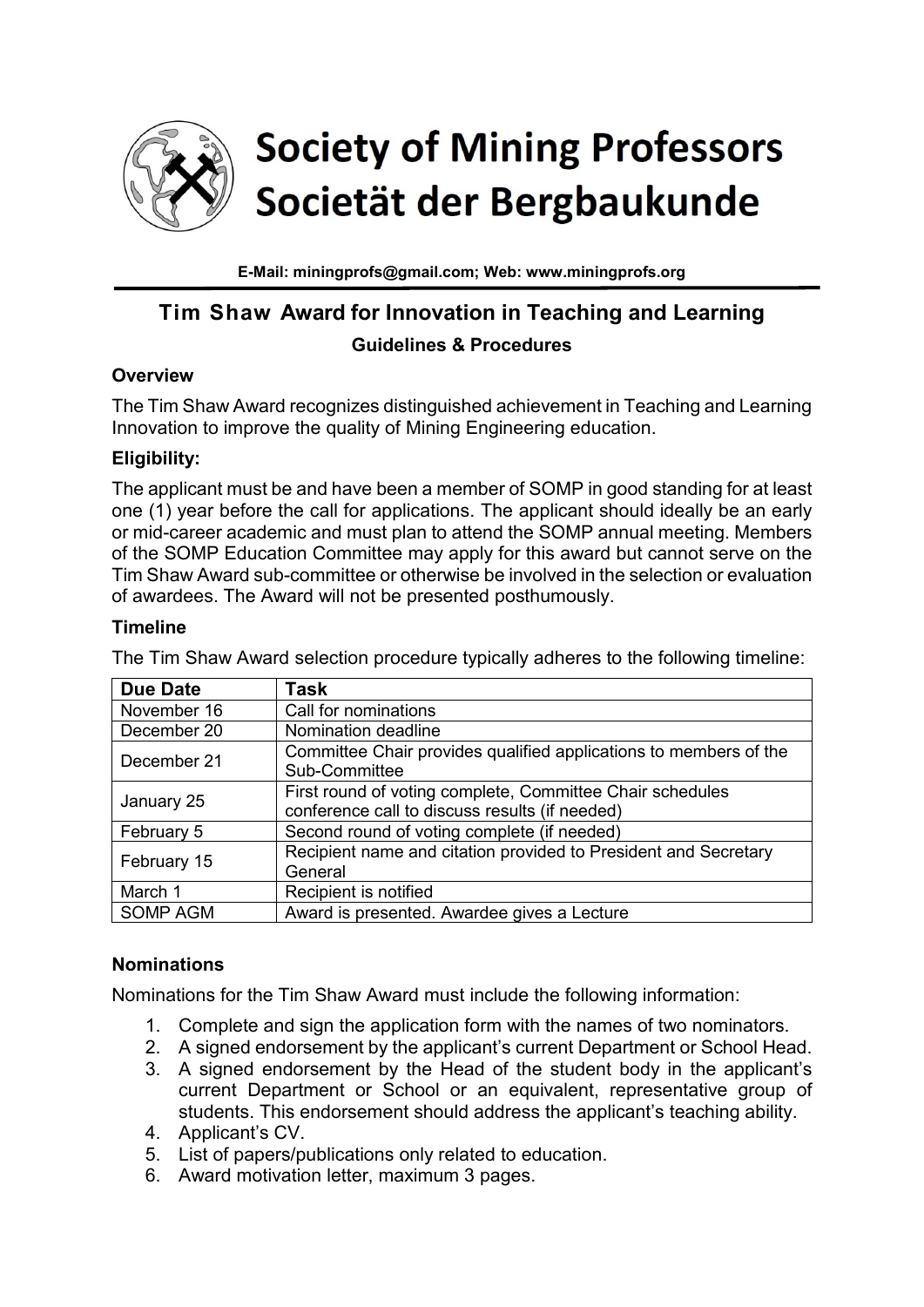# Society of Mining Professors
# Societät der Bergbaukunde

**E-Mail: miningprofs@gmail.com; Web: www.miningprofs.org**

## Tim Shaw Award for Innovation in Teaching and Learning

### Guidelines & Procedures

**Overview**

The Tim Shaw Award recognizes distinguished achievement in Teaching and Learning Innovation to improve the quality of Mining Engineering education.

**Eligibility:**

The applicant must be and have been a member of SOMP in good standing for at least one (1) year before the call for applications. The applicant should ideally be an early or mid-career academic and must plan to attend the SOMP annual meeting. Members of the SOMP Education Committee may apply for this award but cannot serve on the Tim Shaw Award sub-committee or otherwise be involved in the selection or evaluation of awardees. The Award will not be presented posthumously.

**Timeline**

The Tim Shaw Award selection procedure typically adheres to the following timeline:

| Due Date | Task |
|---|---|
| November 16 | Call for nominations |
| December 20 | Nomination deadline |
| December 21 | Committee Chair provides qualified applications to members of the Sub-Committee |
| January 25 | First round of voting complete, Committee Chair schedules conference call to discuss results (if needed) |
| February 5 | Second round of voting complete (if needed) |
| February 15 | Recipient name and citation provided to President and Secretary General |
| March 1 | Recipient is notified |
| SOMP AGM | Award is presented. Awardee gives a Lecture |

**Nominations**

Nominations for the Tim Shaw Award must include the following information:

1. Complete and sign the application form with the names of two nominators.
2. A signed endorsement by the applicant's current Department or School Head.
3. A signed endorsement by the Head of the student body in the applicant's current Department or School or an equivalent, representative group of students. This endorsement should address the applicant's teaching ability.
4. Applicant's CV.
5. List of papers/publications only related to education.
6. Award motivation letter, maximum 3 pages.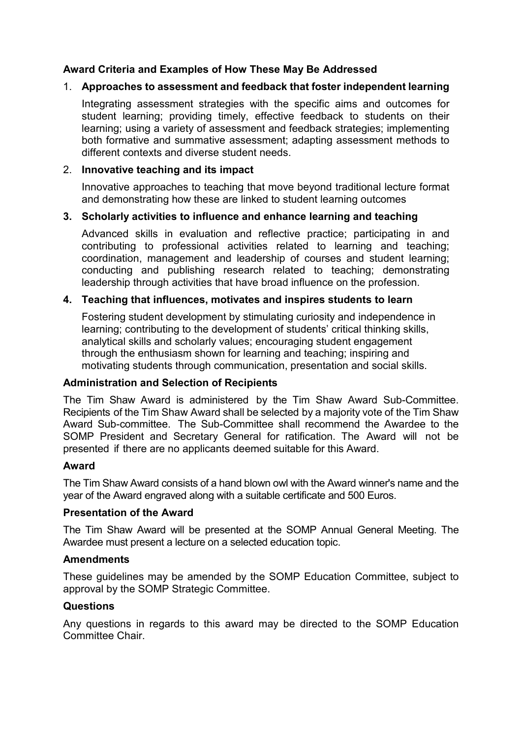**Award Criteria and Examples of How These May Be Addressed**

1. **Approaches to assessment and feedback that foster independent learning**

   Integrating assessment strategies with the specific aims and outcomes for student learning; providing timely, effective feedback to students on their learning; using a variety of assessment and feedback strategies; implementing both formative and summative assessment; adapting assessment methods to different contexts and diverse student needs.

2. **Innovative teaching and its impact**

   Innovative approaches to teaching that move beyond traditional lecture format and demonstrating how these are linked to student learning outcomes

3. **Scholarly activities to influence and enhance learning and teaching**

   Advanced skills in evaluation and reflective practice; participating in and contributing to professional activities related to learning and teaching; coordination, management and leadership of courses and student learning; conducting and publishing research related to teaching; demonstrating leadership through activities that have broad influence on the profession.

4. **Teaching that influences, motivates and inspires students to learn**

   Fostering student development by stimulating curiosity and independence in learning; contributing to the development of students' critical thinking skills, analytical skills and scholarly values; encouraging student engagement through the enthusiasm shown for learning and teaching; inspiring and motivating students through communication, presentation and social skills.

**Administration and Selection of Recipients**

The Tim Shaw Award is administered by the Tim Shaw Award Sub-Committee. Recipients of the Tim Shaw Award shall be selected by a majority vote of the Tim Shaw Award Sub-committee. The Sub-Committee shall recommend the Awardee to the SOMP President and Secretary General for ratification. The Award will not be presented if there are no applicants deemed suitable for this Award.

**Award**

The Tim Shaw Award consists of a hand blown owl with the Award winner's name and the year of the Award engraved along with a suitable certificate and 500 Euros.

**Presentation of the Award**

The Tim Shaw Award will be presented at the SOMP Annual General Meeting. The Awardee must present a lecture on a selected education topic.

**Amendments**

These guidelines may be amended by the SOMP Education Committee, subject to approval by the SOMP Strategic Committee.

**Questions**

Any questions in regards to this award may be directed to the SOMP Education Committee Chair.